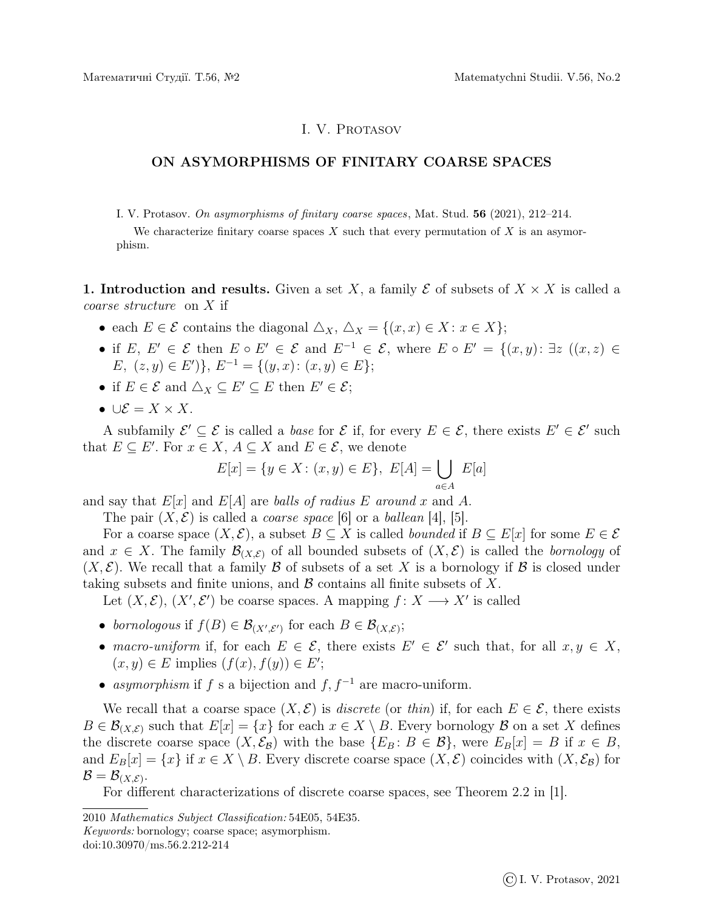I. V. Protasov

## ON ASYMORPHISMS OF FINITARY COARSE SPACES

I. V. Protasov. *On asymorphisms of finitary coarse spaces*, Mat. Stud. **56** (2021), 212–214.

We characterize finitary coarse spaces $X$ such that every permutation of $X$ is an asymorphism.

**1. Introduction and results.** Given a set $X$, a family $\mathcal{E}$ of subsets of $X \times X$ is called a *coarse structure* on $X$ if

- each $E \in \mathcal{E}$ contains the diagonal $\triangle_X$, $\triangle_X = \{(x, x) \in X : x \in X\}$;
- if $E$, $E' \in \mathcal{E}$ then $E \circ E' \in \mathcal{E}$ and $E^{-1} \in \mathcal{E}$, where $E \circ E' = \{(x, y) : \exists z \ ((x, z) \in E,\ (z, y) \in E')\}$, $E^{-1} = \{(y, x) : (x, y) \in E\}$;
- if $E \in \mathcal{E}$ and $\triangle_X \subseteq E' \subseteq E$ then $E' \in \mathcal{E}$;
- $\cup\mathcal{E} = X \times X$.

A subfamily $\mathcal{E}' \subseteq \mathcal{E}$ is called a *base* for $\mathcal{E}$ if, for every $E \in \mathcal{E}$, there exists $E' \in \mathcal{E}'$ such that $E \subseteq E'$. For $x \in X$, $A \subseteq X$ and $E \in \mathcal{E}$, we denote

$$E[x] = \{y \in X : (x, y) \in E\},\ E[A] = \bigcup_{a \in A} E[a]$$

and say that $E[x]$ and $E[A]$ are *balls of radius $E$ around* $x$ and $A$.

The pair $(X, \mathcal{E})$ is called a *coarse space* [6] or a *ballean* [4], [5].

For a coarse space $(X, \mathcal{E})$, a subset $B \subseteq X$ is called *bounded* if $B \subseteq E[x]$ for some $E \in \mathcal{E}$ and $x \in X$. The family $\mathcal{B}_{(X,\mathcal{E})}$ of all bounded subsets of $(X, \mathcal{E})$ is called the *bornology* of $(X, \mathcal{E})$. We recall that a family $\mathcal{B}$ of subsets of a set $X$ is a bornology if $\mathcal{B}$ is closed under taking subsets and finite unions, and $\mathcal{B}$ contains all finite subsets of $X$.

Let $(X, \mathcal{E})$, $(X', \mathcal{E}')$ be coarse spaces. A mapping $f : X \longrightarrow X'$ is called

- *bornologous* if $f(B) \in \mathcal{B}_{(X',\mathcal{E}')}$ for each $B \in \mathcal{B}_{(X,\mathcal{E})}$;
- *macro-uniform* if, for each $E \in \mathcal{E}$, there exists $E' \in \mathcal{E}'$ such that, for all $x, y \in X$, $(x, y) \in E$ implies $(f(x), f(y)) \in E'$;
- *asymorphism* if $f$ s a bijection and $f, f^{-1}$ are macro-uniform.

We recall that a coarse space $(X, \mathcal{E})$ is *discrete* (or *thin*) if, for each $E \in \mathcal{E}$, there exists $B \in \mathcal{B}_{(X,\mathcal{E})}$ such that $E[x] = \{x\}$ for each $x \in X \setminus B$. Every bornology $\mathcal{B}$ on a set $X$ defines the discrete coarse space $(X, \mathcal{E}_{\mathcal{B}})$ with the base $\{E_B : B \in \mathcal{B}\}$, were $E_B[x] = B$ if $x \in B$, and $E_B[x] = \{x\}$ if $x \in X \setminus B$. Every discrete coarse space $(X, \mathcal{E})$ coincides with $(X, \mathcal{E}_{\mathcal{B}})$ for $\mathcal{B} = \mathcal{B}_{(X,\mathcal{E})}$.

For different characterizations of discrete coarse spaces, see Theorem 2.2 in [1].

---

2010 *Mathematics Subject Classification:* 54E05, 54E35.
*Keywords:* bornology; coarse space; asymorphism.
doi:10.30970/ms.56.2.212-214

© I. V. Protasov, 2021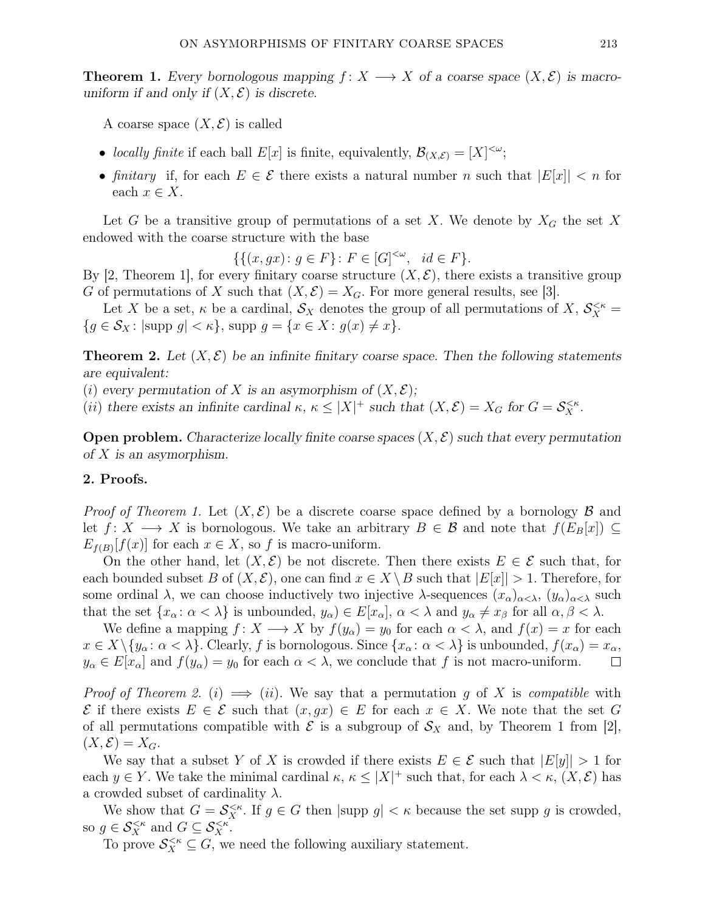**Theorem 1.** *Every bornologous mapping $f\colon X \longrightarrow X$ of a coarse space $(X, \mathcal{E})$ is macro-uniform if and only if $(X, \mathcal{E})$ is discrete.*

A coarse space $(X, \mathcal{E})$ is called

- *locally finite* if each ball $E[x]$ is finite, equivalently, $\mathcal{B}_{(X,\mathcal{E})} = [X]^{<\omega}$;
- *finitary* if, for each $E \in \mathcal{E}$ there exists a natural number $n$ such that $|E[x]| < n$ for each $x \in X$.

Let $G$ be a transitive group of permutations of a set $X$. We denote by $X_G$ the set $X$ endowed with the coarse structure with the base

$$\{\{(x, gx)\colon g \in F\}\colon F \in [G]^{<\omega}, \ \ id \in F\}.$$

By [2, Theorem 1], for every finitary coarse structure $(X, \mathcal{E})$, there exists a transitive group $G$ of permutations of $X$ such that $(X, \mathcal{E}) = X_G$. For more general results, see [3].

Let $X$ be a set, $\kappa$ be a cardinal, $\mathcal{S}_X$ denotes the group of all permutations of $X$, $\mathcal{S}_X^{<\kappa} = \{g \in \mathcal{S}_X\colon |\text{supp } g| < \kappa\}$, $\text{supp } g = \{x \in X\colon g(x) \neq x\}$.

**Theorem 2.** *Let $(X, \mathcal{E})$ be an infinite finitary coarse space. Then the following statements are equivalent:*
*$(i)$ every permutation of $X$ is an asymorphism of $(X, \mathcal{E})$;*
*$(ii)$ there exists an infinite cardinal $\kappa$, $\kappa \leq |X|^+$ such that $(X, \mathcal{E}) = X_G$ for $G = \mathcal{S}_X^{<\kappa}$.*

**Open problem.** *Characterize locally finite coarse spaces $(X, \mathcal{E})$ such that every permutation of $X$ is an asymorphism.*

## 2. Proofs.

*Proof of Theorem 1.* Let $(X, \mathcal{E})$ be a discrete coarse space defined by a bornology $\mathcal{B}$ and let $f\colon X \longrightarrow X$ is bornologous. We take an arbitrary $B \in \mathcal{B}$ and note that $f(E_B[x]) \subseteq E_{f(B)}[f(x)]$ for each $x \in X$, so $f$ is macro-uniform.

On the other hand, let $(X, \mathcal{E})$ be not discrete. Then there exists $E \in \mathcal{E}$ such that, for each bounded subset $B$ of $(X, \mathcal{E})$, one can find $x \in X \setminus B$ such that $|E[x]| > 1$. Therefore, for some ordinal $\lambda$, we can choose inductively two injective $\lambda$-sequences $(x_\alpha)_{\alpha<\lambda}$, $(y_\alpha)_{\alpha<\lambda}$ such that the set $\{x_\alpha\colon \alpha < \lambda\}$ is unbounded, $y_\alpha) \in E[x_\alpha]$, $\alpha < \lambda$ and $y_\alpha \neq x_\beta$ for all $\alpha, \beta < \lambda$.

We define a mapping $f\colon X \longrightarrow X$ by $f(y_\alpha) = y_0$ for each $\alpha < \lambda$, and $f(x) = x$ for each $x \in X \setminus \{y_\alpha\colon \alpha < \lambda\}$. Clearly, $f$ is bornologous. Since $\{x_\alpha\colon \alpha < \lambda\}$ is unbounded, $f(x_\alpha) = x_\alpha$, $y_\alpha \in E[x_\alpha]$ and $f(y_\alpha) = y_0$ for each $\alpha < \lambda$, we conclude that $f$ is not macro-uniform. $\square$

*Proof of Theorem 2.* $(i) \implies (ii)$. We say that a permutation $g$ of $X$ is *compatible* with $\mathcal{E}$ if there exists $E \in \mathcal{E}$ such that $(x, gx) \in E$ for each $x \in X$. We note that the set $G$ of all permutations compatible with $\mathcal{E}$ is a subgroup of $\mathcal{S}_X$ and, by Theorem 1 from [2], $(X, \mathcal{E}) = X_G$.

We say that a subset $Y$ of $X$ is crowded if there exists $E \in \mathcal{E}$ such that $|E[y]| > 1$ for each $y \in Y$. We take the minimal cardinal $\kappa$, $\kappa \leq |X|^+$ such that, for each $\lambda < \kappa$, $(X, \mathcal{E})$ has a crowded subset of cardinality $\lambda$.

We show that $G = \mathcal{S}_X^{<\kappa}$. If $g \in G$ then $|\text{supp } g| < \kappa$ because the set supp $g$ is crowded, so $g \in \mathcal{S}_X^{<\kappa}$ and $G \subseteq \mathcal{S}_X^{<\kappa}$.

To prove $\mathcal{S}_X^{<\kappa} \subseteq G$, we need the following auxiliary statement.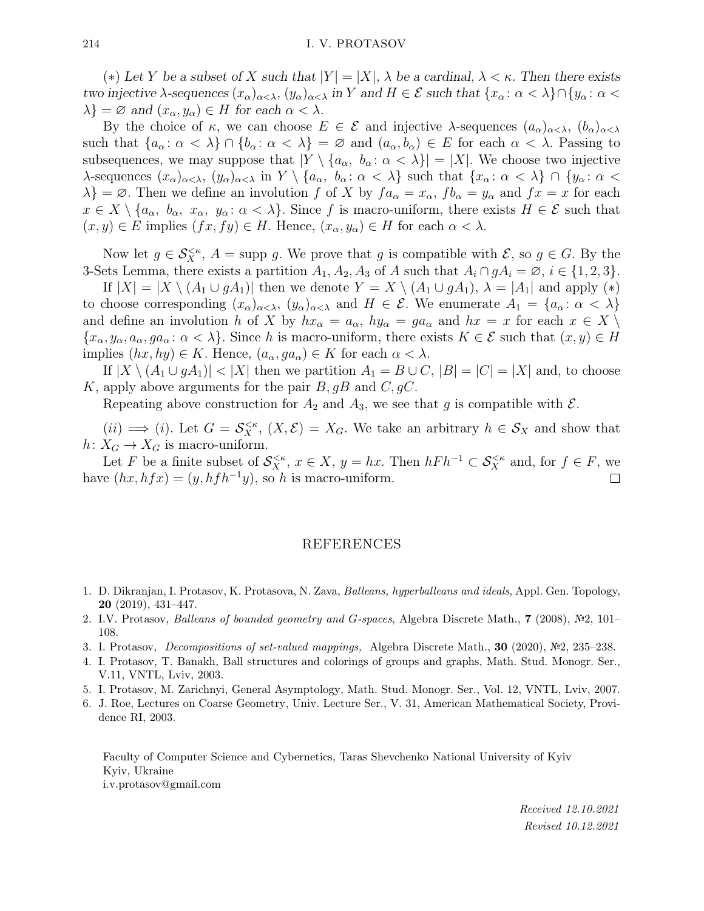($*$) *Let $Y$ be a subset of $X$ such that $|Y| = |X|$, $\lambda$ be a cardinal, $\lambda < \kappa$. Then there exists two injective $\lambda$-sequences $(x_\alpha)_{\alpha<\lambda}$, $(y_\alpha)_{\alpha<\lambda}$ in $Y$ and $H \in \mathcal{E}$ such that $\{x_\alpha \colon \alpha < \lambda\} \cap \{y_\alpha \colon \alpha < \lambda\} = \varnothing$ and $(x_\alpha, y_\alpha) \in H$ for each $\alpha < \lambda$.*

By the choice of $\kappa$, we can choose $E \in \mathcal{E}$ and injective $\lambda$-sequences $(a_\alpha)_{\alpha<\lambda}$, $(b_\alpha)_{\alpha<\lambda}$ such that $\{a_\alpha \colon \alpha < \lambda\} \cap \{b_\alpha \colon \alpha < \lambda\} = \varnothing$ and $(a_\alpha, b_\alpha) \in E$ for each $\alpha < \lambda$. Passing to subsequences, we may suppose that $|Y \setminus \{a_\alpha,\ b_\alpha \colon \alpha < \lambda\}| = |X|$. We choose two injective $\lambda$-sequences $(x_\alpha)_{\alpha<\lambda}$, $(y_\alpha)_{\alpha<\lambda}$ in $Y \setminus \{a_\alpha,\ b_\alpha \colon \alpha < \lambda\}$ such that $\{x_\alpha \colon \alpha < \lambda\} \cap \{y_\alpha \colon \alpha < \lambda\} = \varnothing$. Then we define an involution $f$ of $X$ by $fa_\alpha = x_\alpha$, $fb_\alpha = y_\alpha$ and $fx = x$ for each $x \in X \setminus \{a_\alpha,\ b_\alpha,\ x_\alpha,\ y_\alpha \colon \alpha < \lambda\}$. Since $f$ is macro-uniform, there exists $H \in \mathcal{E}$ such that $(x, y) \in E$ implies $(fx, fy) \in H$. Hence, $(x_\alpha, y_\alpha) \in H$ for each $\alpha < \lambda$.

Now let $g \in \mathcal{S}_X^{<\kappa}$, $A = \operatorname{supp} g$. We prove that $g$ is compatible with $\mathcal{E}$, so $g \in G$. By the 3-Sets Lemma, there exists a partition $A_1, A_2, A_3$ of $A$ such that $A_i \cap gA_i = \varnothing$, $i \in \{1, 2, 3\}$.

If $|X| = |X \setminus (A_1 \cup gA_1)|$ then we denote $Y = X \setminus (A_1 \cup gA_1)$, $\lambda = |A_1|$ and apply ($*$) to choose corresponding $(x_\alpha)_{\alpha<\lambda}$, $(y_\alpha)_{\alpha<\lambda}$ and $H \in \mathcal{E}$. We enumerate $A_1 = \{a_\alpha \colon \alpha < \lambda\}$ and define an involution $h$ of $X$ by $hx_\alpha = a_\alpha$, $hy_\alpha = ga_\alpha$ and $hx = x$ for each $x \in X \setminus \{x_\alpha, y_\alpha, a_\alpha, ga_\alpha \colon \alpha < \lambda\}$. Since $h$ is macro-uniform, there exists $K \in \mathcal{E}$ such that $(x, y) \in H$ implies $(hx, hy) \in K$. Hence, $(a_\alpha, ga_\alpha) \in K$ for each $\alpha < \lambda$.

If $|X \setminus (A_1 \cup gA_1)| < |X|$ then we partition $A_1 = B \cup C$, $|B| = |C| = |X|$ and, to choose $K$, apply above arguments for the pair $B, gB$ and $C, gC$.

Repeating above construction for $A_2$ and $A_3$, we see that $g$ is compatible with $\mathcal{E}$.

$(ii) \implies (i)$. Let $G = \mathcal{S}_X^{<\kappa}$, $(X, \mathcal{E}) = X_G$. We take an arbitrary $h \in \mathcal{S}_X$ and show that $h \colon X_G \to X_G$ is macro-uniform.

Let $F$ be a finite subset of $\mathcal{S}_X^{<\kappa}$, $x \in X$, $y = hx$. Then $hFh^{-1} \subset \mathcal{S}_X^{<\kappa}$ and, for $f \in F$, we have $(hx, hfx) = (y, hfh^{-1}y)$, so $h$ is macro-uniform. $\square$

## REFERENCES

1. D. Dikranjan, I. Protasov, K. Protasova, N. Zava, *Balleans, hyperballeans and ideals*, Appl. Gen. Topology, **20** (2019), 431–447.
2. I.V. Protasov, *Balleans of bounded geometry and G-spaces*, Algebra Discrete Math., **7** (2008), №2, 101–108.
3. I. Protasov, *Decompositions of set-valued mappings,* Algebra Discrete Math., **30** (2020), №2, 235–238.
4. I. Protasov, T. Banakh, Ball structures and colorings of groups and graphs, Math. Stud. Monogr. Ser., V.11, VNTL, Lviv, 2003.
5. I. Protasov, M. Zarichnyi, General Asymptology, Math. Stud. Monogr. Ser., Vol. 12, VNTL, Lviv, 2007.
6. J. Roe, Lectures on Coarse Geometry, Univ. Lecture Ser., V. 31, American Mathematical Society, Providence RI, 2003.

Faculty of Computer Science and Cybernetics, Taras Shevchenko National University of Kyiv
Kyiv, Ukraine
i.v.protasov@gmail.com

*Received 12.10.2021*
*Revised 10.12.2021*